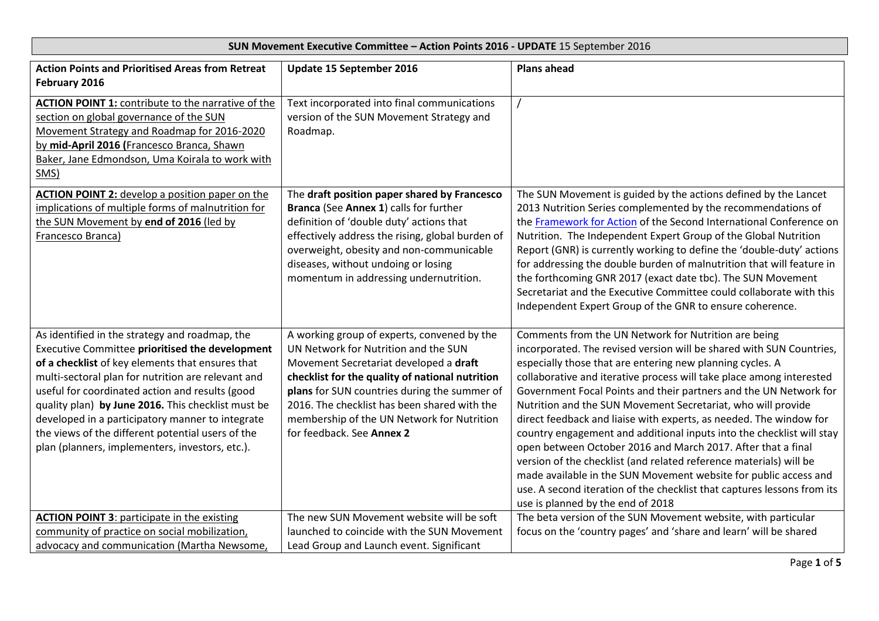**SUN Movement Executive Committee – Action Points 2016 - UPDATE** 15 September 2016

| **Action Points and Prioritised Areas from Retreat February 2016** | **Update 15 September 2016** | **Plans ahead** |
|---|---|---|
| **ACTION POINT 1:** contribute to the narrative of the section on global governance of the SUN Movement Strategy and Roadmap for 2016-2020 by **mid-April 2016 (**Francesco Branca, Shawn Baker, Jane Edmondson, Uma Koirala to work with SMS) | Text incorporated into final communications version of the SUN Movement Strategy and Roadmap. | / |
| **ACTION POINT 2:** develop a position paper on the implications of multiple forms of malnutrition for the SUN Movement by **end of 2016** (led by Francesco Branca) | The **draft position paper shared by Francesco Branca** (See **Annex 1**) calls for further definition of 'double duty' actions that effectively address the rising, global burden of overweight, obesity and non-communicable diseases, without undoing or losing momentum in addressing undernutrition. | The SUN Movement is guided by the actions defined by the Lancet 2013 Nutrition Series complemented by the recommendations of the Framework for Action of the Second International Conference on Nutrition. The Independent Expert Group of the Global Nutrition Report (GNR) is currently working to define the 'double-duty' actions for addressing the double burden of malnutrition that will feature in the forthcoming GNR 2017 (exact date tbc). The SUN Movement Secretariat and the Executive Committee could collaborate with this Independent Expert Group of the GNR to ensure coherence. |
| As identified in the strategy and roadmap, the Executive Committee **prioritised the development of a checklist** of key elements that ensures that multi-sectoral plan for nutrition are relevant and useful for coordinated action and results (good quality plan) **by June 2016.** This checklist must be developed in a participatory manner to integrate the views of the different potential users of the plan (planners, implementers, investors, etc.). | A working group of experts, convened by the UN Network for Nutrition and the SUN Movement Secretariat developed a **draft checklist for the quality of national nutrition plans** for SUN countries during the summer of 2016. The checklist has been shared with the membership of the UN Network for Nutrition for feedback. See **Annex 2** | Comments from the UN Network for Nutrition are being incorporated. The revised version will be shared with SUN Countries, especially those that are entering new planning cycles. A collaborative and iterative process will take place among interested Government Focal Points and their partners and the UN Network for Nutrition and the SUN Movement Secretariat, who will provide direct feedback and liaise with experts, as needed. The window for country engagement and additional inputs into the checklist will stay open between October 2016 and March 2017. After that a final version of the checklist (and related reference materials) will be made available in the SUN Movement website for public access and use. A second iteration of the checklist that captures lessons from its use is planned by the end of 2018 |
| **ACTION POINT 3**: participate in the existing community of practice on social mobilization, advocacy and communication (Martha Newsome, | The new SUN Movement website will be soft launched to coincide with the SUN Movement Lead Group and Launch event. Significant | The beta version of the SUN Movement website, with particular focus on the 'country pages' and 'share and learn' will be shared |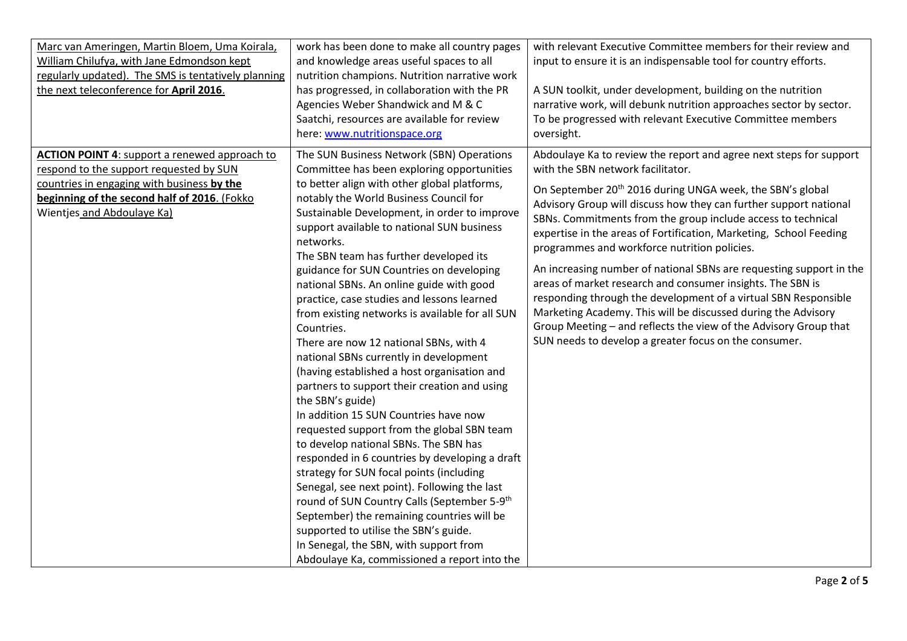| | | |
|---|---|---|
| Marc van Ameringen, Martin Bloem, Uma Koirala, William Chilufya, with Jane Edmondson kept regularly updated). The SMS is tentatively planning the next teleconference for **April 2016**. | work has been done to make all country pages and knowledge areas useful spaces to all nutrition champions. Nutrition narrative work has progressed, in collaboration with the PR Agencies Weber Shandwick and M & C Saatchi, resources are available for review here: www.nutritionspace.org | with relevant Executive Committee members for their review and input to ensure it is an indispensable tool for country efforts.<br><br>A SUN toolkit, under development, building on the nutrition narrative work, will debunk nutrition approaches sector by sector. To be progressed with relevant Executive Committee members oversight. |
| **ACTION POINT 4**: support a renewed approach to respond to the support requested by SUN countries in engaging with business **by the beginning of the second half of 2016**. (Fokko Wientjes and Abdoulaye Ka) | The SUN Business Network (SBN) Operations Committee has been exploring opportunities to better align with other global platforms, notably the World Business Council for Sustainable Development, in order to improve support available to national SUN business networks.<br>The SBN team has further developed its guidance for SUN Countries on developing national SBNs. An online guide with good practice, case studies and lessons learned from existing networks is available for all SUN Countries.<br>There are now 12 national SBNs, with 4 national SBNs currently in development (having established a host organisation and partners to support their creation and using the SBN's guide)<br>In addition 15 SUN Countries have now requested support from the global SBN team to develop national SBNs. The SBN has responded in 6 countries by developing a draft strategy for SUN focal points (including Senegal, see next point). Following the last round of SUN Country Calls (September 5-9th September) the remaining countries will be supported to utilise the SBN's guide.<br>In Senegal, the SBN, with support from Abdoulaye Ka, commissioned a report into the | Abdoulaye Ka to review the report and agree next steps for support with the SBN network facilitator.<br><br>On September 20th 2016 during UNGA week, the SBN's global Advisory Group will discuss how they can further support national SBNs. Commitments from the group include access to technical expertise in the areas of Fortification, Marketing, School Feeding programmes and workforce nutrition policies.<br><br>An increasing number of national SBNs are requesting support in the areas of market research and consumer insights. The SBN is responding through the development of a virtual SBN Responsible Marketing Academy. This will be discussed during the Advisory Group Meeting – and reflects the view of the Advisory Group that SUN needs to develop a greater focus on the consumer. |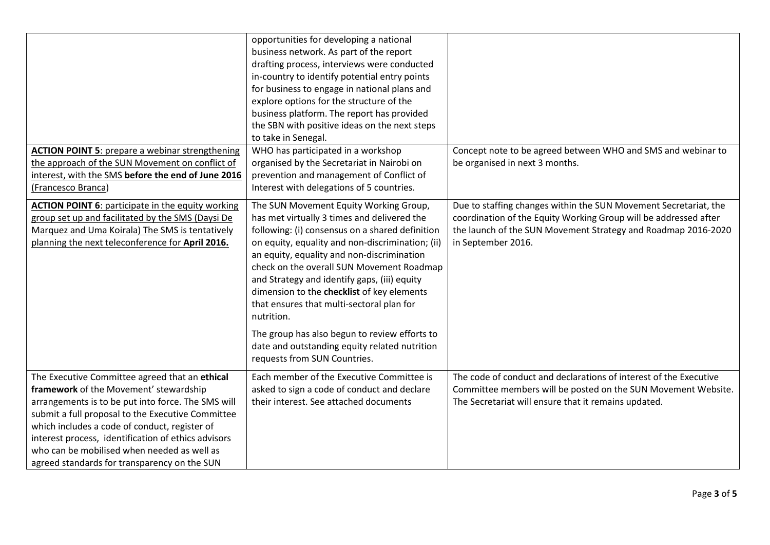| | | |
|---|---|---|
| | opportunities for developing a national business network. As part of the report drafting process, interviews were conducted in-country to identify potential entry points for business to engage in national plans and explore options for the structure of the business platform. The report has provided the SBN with positive ideas on the next steps to take in Senegal. | |
| **ACTION POINT 5**: prepare a webinar strengthening the approach of the SUN Movement on conflict of interest, with the SMS **before the end of June 2016** (Francesco Branca) | WHO has participated in a workshop organised by the Secretariat in Nairobi on prevention and management of Conflict of Interest with delegations of 5 countries. | Concept note to be agreed between WHO and SMS and webinar to be organised in next 3 months. |
| **ACTION POINT 6**: participate in the equity working group set up and facilitated by the SMS (Daysi De Marquez and Uma Koirala) The SMS is tentatively planning the next teleconference for **April 2016.** | The SUN Movement Equity Working Group, has met virtually 3 times and delivered the following: (i) consensus on a shared definition on equity, equality and non-discrimination; (ii) an equity, equality and non-discrimination check on the overall SUN Movement Roadmap and Strategy and identify gaps, (iii) equity dimension to the **checklist** of key elements that ensures that multi-sectoral plan for nutrition.<br><br>The group has also begun to review efforts to date and outstanding equity related nutrition requests from SUN Countries. | Due to staffing changes within the SUN Movement Secretariat, the coordination of the Equity Working Group will be addressed after the launch of the SUN Movement Strategy and Roadmap 2016-2020 in September 2016. |
| The Executive Committee agreed that an **ethical framework** of the Movement' stewardship arrangements is to be put into force. The SMS will submit a full proposal to the Executive Committee which includes a code of conduct, register of interest process, identification of ethics advisors who can be mobilised when needed as well as agreed standards for transparency on the SUN | Each member of the Executive Committee is asked to sign a code of conduct and declare their interest. See attached documents | The code of conduct and declarations of interest of the Executive Committee members will be posted on the SUN Movement Website. The Secretariat will ensure that it remains updated. |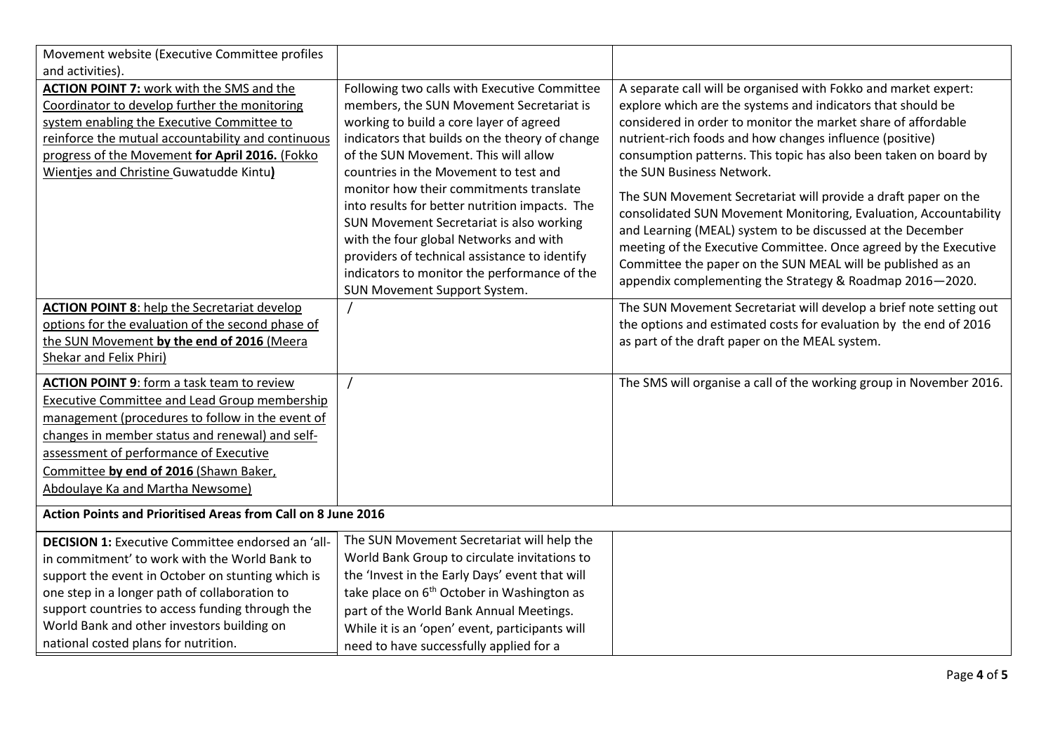| | | |
|---|---|---|
| Movement website (Executive Committee profiles and activities). | | |
| **ACTION POINT 7:** work with the SMS and the Coordinator to develop further the monitoring system enabling the Executive Committee to reinforce the mutual accountability and continuous progress of the Movement **for April 2016.** (Fokko Wientjes and Christine Guwatudde Kintu**)** | Following two calls with Executive Committee members, the SUN Movement Secretariat is working to build a core layer of agreed indicators that builds on the theory of change of the SUN Movement. This will allow countries in the Movement to test and monitor how their commitments translate into results for better nutrition impacts. The SUN Movement Secretariat is also working with the four global Networks and with providers of technical assistance to identify indicators to monitor the performance of the SUN Movement Support System. | A separate call will be organised with Fokko and market expert: explore which are the systems and indicators that should be considered in order to monitor the market share of affordable nutrient-rich foods and how changes influence (positive) consumption patterns. This topic has also been taken on board by the SUN Business Network.<br><br>The SUN Movement Secretariat will provide a draft paper on the consolidated SUN Movement Monitoring, Evaluation, Accountability and Learning (MEAL) system to be discussed at the December meeting of the Executive Committee. Once agreed by the Executive Committee the paper on the SUN MEAL will be published as an appendix complementing the Strategy & Roadmap 2016—2020. |
| **ACTION POINT 8**: help the Secretariat develop options for the evaluation of the second phase of the SUN Movement **by the end of 2016** (Meera Shekar and Felix Phiri) | / | The SUN Movement Secretariat will develop a brief note setting out the options and estimated costs for evaluation by the end of 2016 as part of the draft paper on the MEAL system. |
| **ACTION POINT 9**: form a task team to review Executive Committee and Lead Group membership management (procedures to follow in the event of changes in member status and renewal) and self-assessment of performance of Executive Committee **by end of 2016** (Shawn Baker, Abdoulaye Ka and Martha Newsome) | / | The SMS will organise a call of the working group in November 2016. |
| **Action Points and Prioritised Areas from Call on 8 June 2016** | | |
| **DECISION 1:** Executive Committee endorsed an 'all-in commitment' to work with the World Bank to support the event in October on stunting which is one step in a longer path of collaboration to support countries to access funding through the World Bank and other investors building on national costed plans for nutrition. | The SUN Movement Secretariat will help the World Bank Group to circulate invitations to the 'Invest in the Early Days' event that will take place on 6th October in Washington as part of the World Bank Annual Meetings. While it is an 'open' event, participants will need to have successfully applied for a | |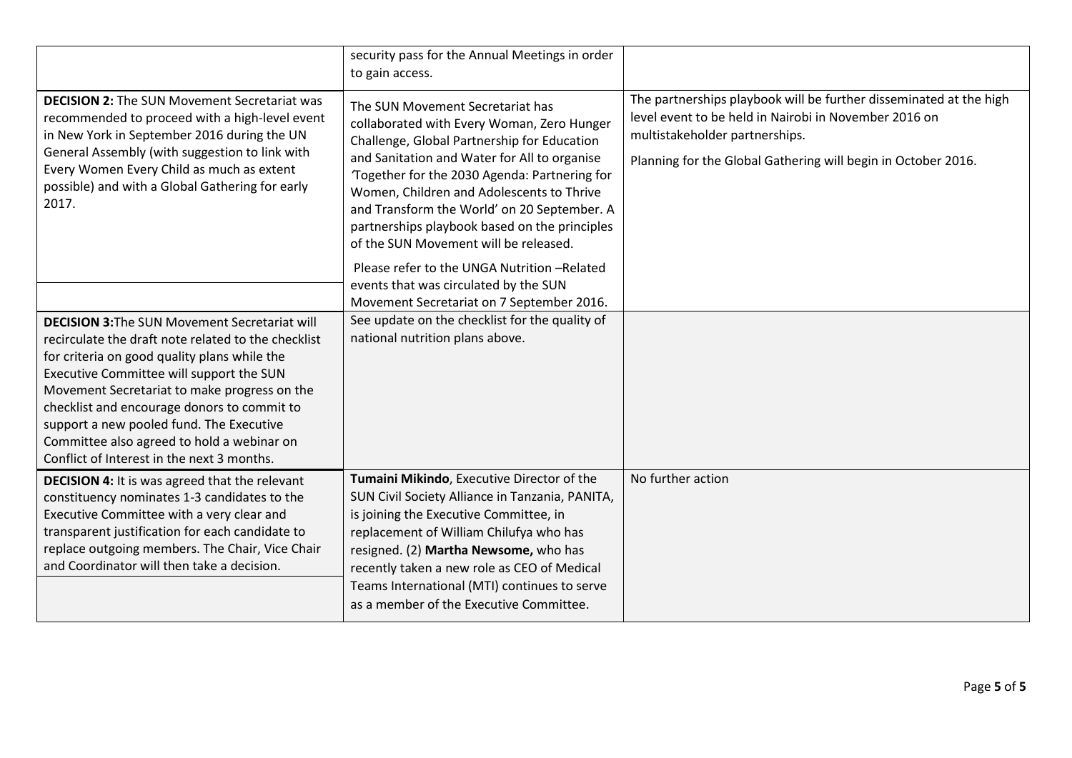| | | |
|---|---|---|
| | security pass for the Annual Meetings in order to gain access. | |
| **DECISION 2:** The SUN Movement Secretariat was recommended to proceed with a high-level event in New York in September 2016 during the UN General Assembly (with suggestion to link with Every Women Every Child as much as extent possible) and with a Global Gathering for early 2017. | The SUN Movement Secretariat has collaborated with Every Woman, Zero Hunger Challenge, Global Partnership for Education and Sanitation and Water for All to organise 'Together for the 2030 Agenda: Partnering for Women, Children and Adolescents to Thrive and Transform the World' on 20 September. A partnerships playbook based on the principles of the SUN Movement will be released.<br><br>Please refer to the UNGA Nutrition –Related events that was circulated by the SUN Movement Secretariat on 7 September 2016. | The partnerships playbook will be further disseminated at the high level event to be held in Nairobi in November 2016 on multistakeholder partnerships.<br><br>Planning for the Global Gathering will begin in October 2016. |
| **DECISION 3:** The SUN Movement Secretariat will recirculate the draft note related to the checklist for criteria on good quality plans while the Executive Committee will support the SUN Movement Secretariat to make progress on the checklist and encourage donors to commit to support a new pooled fund. The Executive Committee also agreed to hold a webinar on Conflict of Interest in the next 3 months. | See update on the checklist for the quality of national nutrition plans above. | |
| **DECISION 4:** It is was agreed that the relevant constituency nominates 1-3 candidates to the Executive Committee with a very clear and transparent justification for each candidate to replace outgoing members. The Chair, Vice Chair and Coordinator will then take a decision. | **Tumaini Mikindo**, Executive Director of the SUN Civil Society Alliance in Tanzania, PANITA, is joining the Executive Committee, in replacement of William Chilufya who has resigned. (2) **Martha Newsome,** who has recently taken a new role as CEO of Medical Teams International (MTI) continues to serve as a member of the Executive Committee. | No further action |